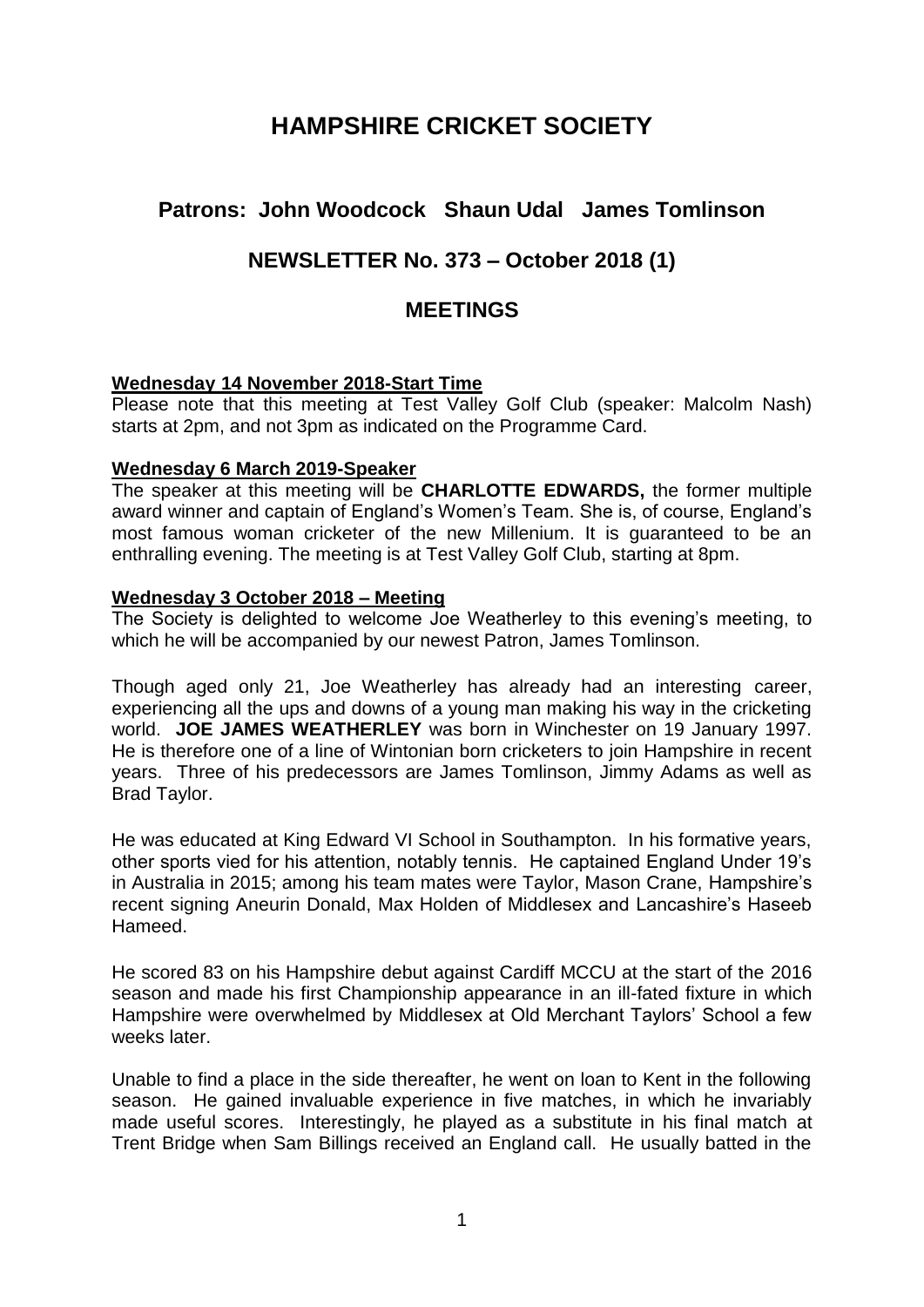# HAMPSHIRE CRICKET SOCIETY

## Patrons: John Woodcock Shaun Udal James Tomlinson

## NEWSLETTER No. 373 – October 2018 (1)

## MEETINGS

**Wednesday 14 November 2018-Start Time**

Please note that this meeting at Test Valley Golf Club (speaker: Malcolm Nash) starts at 2pm, and not 3pm as indicated on the Programme Card.

**Wednesday 6 March 2019-Speaker**

The speaker at this meeting will be **CHARLOTTE EDWARDS,** the former multiple award winner and captain of England's Women's Team. She is, of course, England's most famous woman cricketer of the new Millenium. It is guaranteed to be an enthralling evening. The meeting is at Test Valley Golf Club, starting at 8pm.

**Wednesday 3 October 2018 – Meeting**

The Society is delighted to welcome Joe Weatherley to this evening's meeting, to which he will be accompanied by our newest Patron, James Tomlinson.

Though aged only 21, Joe Weatherley has already had an interesting career, experiencing all the ups and downs of a young man making his way in the cricketing world. **JOE JAMES WEATHERLEY** was born in Winchester on 19 January 1997. He is therefore one of a line of Wintonian born cricketers to join Hampshire in recent years. Three of his predecessors are James Tomlinson, Jimmy Adams as well as Brad Taylor.

He was educated at King Edward VI School in Southampton. In his formative years, other sports vied for his attention, notably tennis. He captained England Under 19's in Australia in 2015; among his team mates were Taylor, Mason Crane, Hampshire's recent signing Aneurin Donald, Max Holden of Middlesex and Lancashire's Haseeb Hameed.

He scored 83 on his Hampshire debut against Cardiff MCCU at the start of the 2016 season and made his first Championship appearance in an ill-fated fixture in which Hampshire were overwhelmed by Middlesex at Old Merchant Taylors' School a few weeks later.

Unable to find a place in the side thereafter, he went on loan to Kent in the following season. He gained invaluable experience in five matches, in which he invariably made useful scores. Interestingly, he played as a substitute in his final match at Trent Bridge when Sam Billings received an England call. He usually batted in the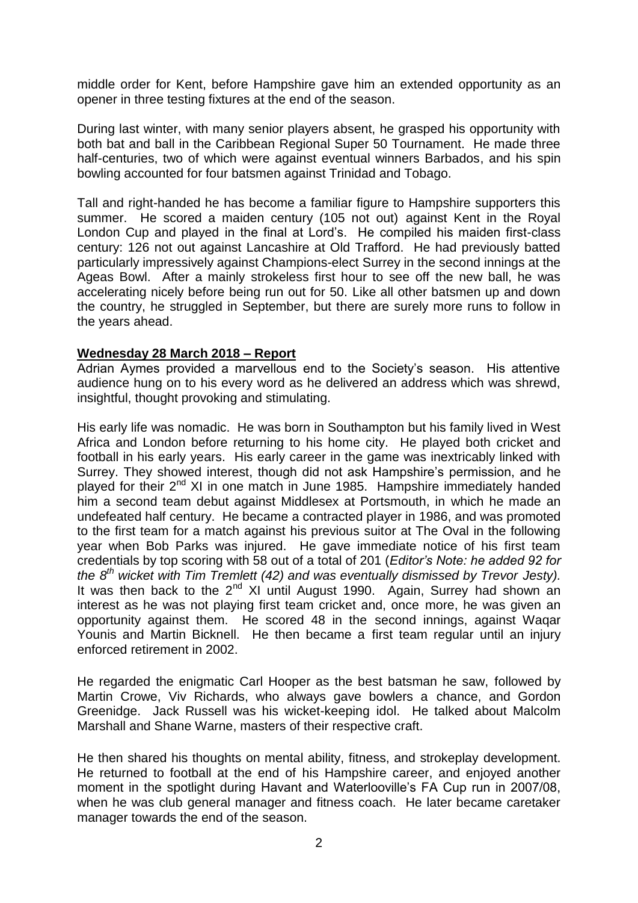middle order for Kent, before Hampshire gave him an extended opportunity as an opener in three testing fixtures at the end of the season.

During last winter, with many senior players absent, he grasped his opportunity with both bat and ball in the Caribbean Regional Super 50 Tournament. He made three half-centuries, two of which were against eventual winners Barbados, and his spin bowling accounted for four batsmen against Trinidad and Tobago.

Tall and right-handed he has become a familiar figure to Hampshire supporters this summer. He scored a maiden century (105 not out) against Kent in the Royal London Cup and played in the final at Lord's. He compiled his maiden first-class century: 126 not out against Lancashire at Old Trafford. He had previously batted particularly impressively against Champions-elect Surrey in the second innings at the Ageas Bowl. After a mainly strokeless first hour to see off the new ball, he was accelerating nicely before being run out for 50. Like all other batsmen up and down the country, he struggled in September, but there are surely more runs to follow in the years ahead.

**Wednesday 28 March 2018 – Report**

Adrian Aymes provided a marvellous end to the Society's season. His attentive audience hung on to his every word as he delivered an address which was shrewd, insightful, thought provoking and stimulating.

His early life was nomadic. He was born in Southampton but his family lived in West Africa and London before returning to his home city. He played both cricket and football in his early years. His early career in the game was inextricably linked with Surrey. They showed interest, though did not ask Hampshire's permission, and he played for their 2nd XI in one match in June 1985. Hampshire immediately handed him a second team debut against Middlesex at Portsmouth, in which he made an undefeated half century. He became a contracted player in 1986, and was promoted to the first team for a match against his previous suitor at The Oval in the following year when Bob Parks was injured. He gave immediate notice of his first team credentials by top scoring with 58 out of a total of 201 (*Editor's Note: he added 92 for the 8th wicket with Tim Tremlett (42) and was eventually dismissed by Trevor Jesty).* It was then back to the 2nd XI until August 1990. Again, Surrey had shown an interest as he was not playing first team cricket and, once more, he was given an opportunity against them. He scored 48 in the second innings, against Waqar Younis and Martin Bicknell. He then became a first team regular until an injury enforced retirement in 2002.

He regarded the enigmatic Carl Hooper as the best batsman he saw, followed by Martin Crowe, Viv Richards, who always gave bowlers a chance, and Gordon Greenidge. Jack Russell was his wicket-keeping idol. He talked about Malcolm Marshall and Shane Warne, masters of their respective craft.

He then shared his thoughts on mental ability, fitness, and strokeplay development. He returned to football at the end of his Hampshire career, and enjoyed another moment in the spotlight during Havant and Waterlooville's FA Cup run in 2007/08, when he was club general manager and fitness coach. He later became caretaker manager towards the end of the season.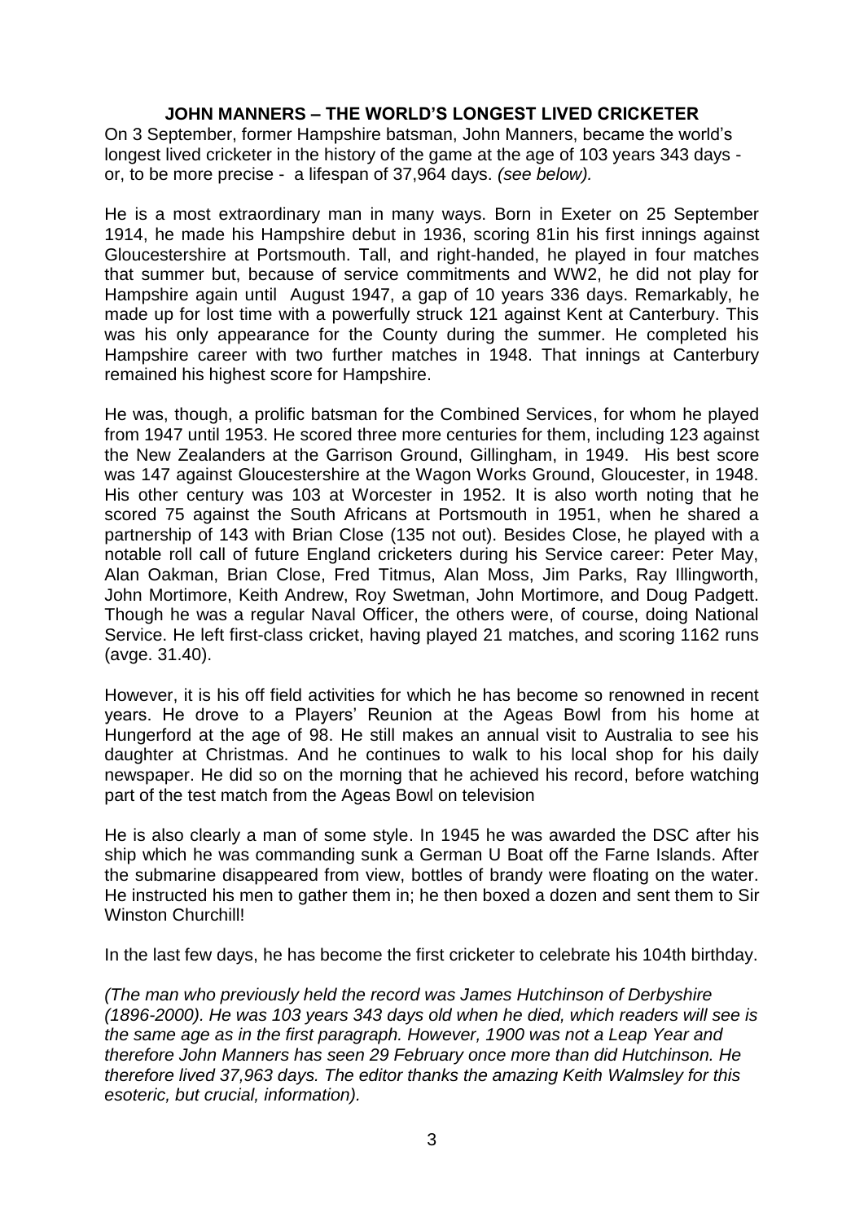**JOHN MANNERS – THE WORLD'S LONGEST LIVED CRICKETER**

On 3 September, former Hampshire batsman, John Manners, became the world's longest lived cricketer in the history of the game at the age of 103 years 343 days - or, to be more precise - a lifespan of 37,964 days. *(see below).*

He is a most extraordinary man in many ways. Born in Exeter on 25 September 1914, he made his Hampshire debut in 1936, scoring 81in his first innings against Gloucestershire at Portsmouth. Tall, and right-handed, he played in four matches that summer but, because of service commitments and WW2, he did not play for Hampshire again until August 1947, a gap of 10 years 336 days. Remarkably, he made up for lost time with a powerfully struck 121 against Kent at Canterbury. This was his only appearance for the County during the summer. He completed his Hampshire career with two further matches in 1948. That innings at Canterbury remained his highest score for Hampshire.

He was, though, a prolific batsman for the Combined Services, for whom he played from 1947 until 1953. He scored three more centuries for them, including 123 against the New Zealanders at the Garrison Ground, Gillingham, in 1949. His best score was 147 against Gloucestershire at the Wagon Works Ground, Gloucester, in 1948. His other century was 103 at Worcester in 1952. It is also worth noting that he scored 75 against the South Africans at Portsmouth in 1951, when he shared a partnership of 143 with Brian Close (135 not out). Besides Close, he played with a notable roll call of future England cricketers during his Service career: Peter May, Alan Oakman, Brian Close, Fred Titmus, Alan Moss, Jim Parks, Ray Illingworth, John Mortimore, Keith Andrew, Roy Swetman, John Mortimore, and Doug Padgett. Though he was a regular Naval Officer, the others were, of course, doing National Service. He left first-class cricket, having played 21 matches, and scoring 1162 runs (avge. 31.40).

However, it is his off field activities for which he has become so renowned in recent years. He drove to a Players' Reunion at the Ageas Bowl from his home at Hungerford at the age of 98. He still makes an annual visit to Australia to see his daughter at Christmas. And he continues to walk to his local shop for his daily newspaper. He did so on the morning that he achieved his record, before watching part of the test match from the Ageas Bowl on television

He is also clearly a man of some style. In 1945 he was awarded the DSC after his ship which he was commanding sunk a German U Boat off the Farne Islands. After the submarine disappeared from view, bottles of brandy were floating on the water. He instructed his men to gather them in; he then boxed a dozen and sent them to Sir Winston Churchill!

In the last few days, he has become the first cricketer to celebrate his 104th birthday.

*(The man who previously held the record was James Hutchinson of Derbyshire (1896-2000). He was 103 years 343 days old when he died, which readers will see is the same age as in the first paragraph. However, 1900 was not a Leap Year and therefore John Manners has seen 29 February once more than did Hutchinson. He therefore lived 37,963 days. The editor thanks the amazing Keith Walmsley for this esoteric, but crucial, information).*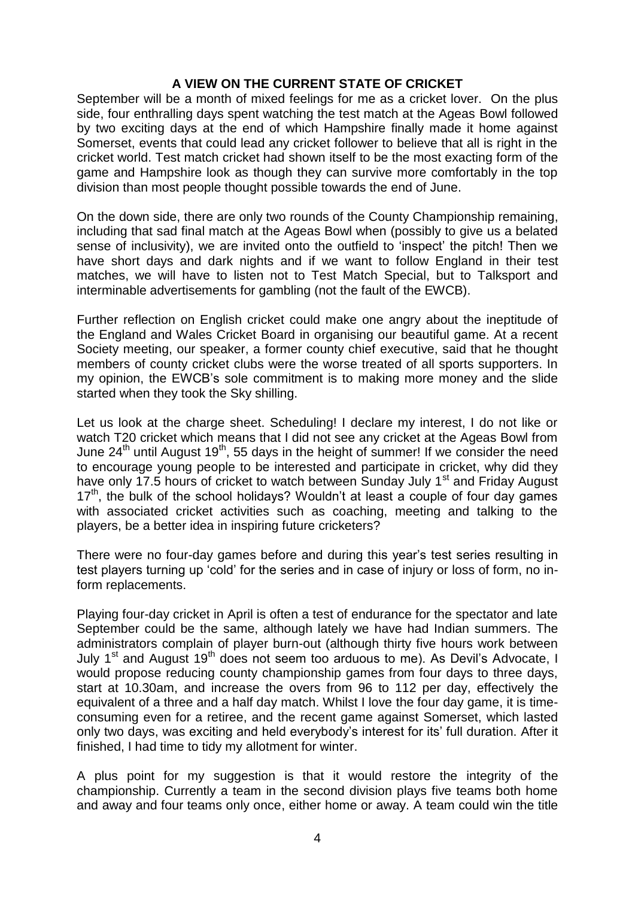## A VIEW ON THE CURRENT STATE OF CRICKET

September will be a month of mixed feelings for me as a cricket lover. On the plus side, four enthralling days spent watching the test match at the Ageas Bowl followed by two exciting days at the end of which Hampshire finally made it home against Somerset, events that could lead any cricket follower to believe that all is right in the cricket world. Test match cricket had shown itself to be the most exacting form of the game and Hampshire look as though they can survive more comfortably in the top division than most people thought possible towards the end of June.

On the down side, there are only two rounds of the County Championship remaining, including that sad final match at the Ageas Bowl when (possibly to give us a belated sense of inclusivity), we are invited onto the outfield to 'inspect' the pitch! Then we have short days and dark nights and if we want to follow England in their test matches, we will have to listen not to Test Match Special, but to Talksport and interminable advertisements for gambling (not the fault of the EWCB).

Further reflection on English cricket could make one angry about the ineptitude of the England and Wales Cricket Board in organising our beautiful game. At a recent Society meeting, our speaker, a former county chief executive, said that he thought members of county cricket clubs were the worse treated of all sports supporters. In my opinion, the EWCB's sole commitment is to making more money and the slide started when they took the Sky shilling.

Let us look at the charge sheet. Scheduling! I declare my interest, I do not like or watch T20 cricket which means that I did not see any cricket at the Ageas Bowl from June 24th until August 19th, 55 days in the height of summer! If we consider the need to encourage young people to be interested and participate in cricket, why did they have only 17.5 hours of cricket to watch between Sunday July 1st and Friday August 17th, the bulk of the school holidays? Wouldn't at least a couple of four day games with associated cricket activities such as coaching, meeting and talking to the players, be a better idea in inspiring future cricketers?

There were no four-day games before and during this year's test series resulting in test players turning up 'cold' for the series and in case of injury or loss of form, no in-form replacements.

Playing four-day cricket in April is often a test of endurance for the spectator and late September could be the same, although lately we have had Indian summers. The administrators complain of player burn-out (although thirty five hours work between July 1st and August 19th does not seem too arduous to me). As Devil's Advocate, I would propose reducing county championship games from four days to three days, start at 10.30am, and increase the overs from 96 to 112 per day, effectively the equivalent of a three and a half day match. Whilst I love the four day game, it is time-consuming even for a retiree, and the recent game against Somerset, which lasted only two days, was exciting and held everybody's interest for its' full duration. After it finished, I had time to tidy my allotment for winter.

A plus point for my suggestion is that it would restore the integrity of the championship. Currently a team in the second division plays five teams both home and away and four teams only once, either home or away. A team could win the title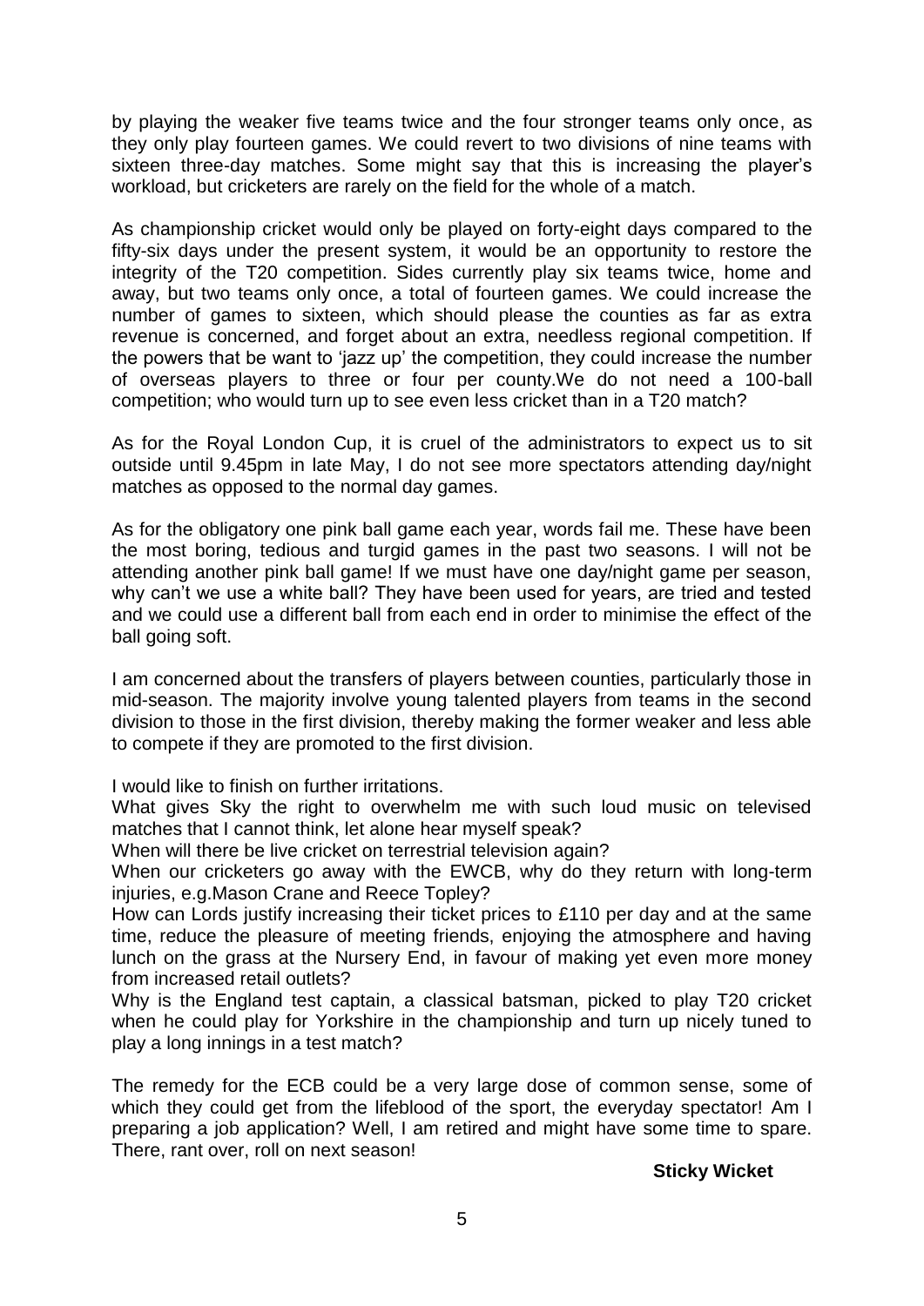by playing the weaker five teams twice and the four stronger teams only once, as they only play fourteen games. We could revert to two divisions of nine teams with sixteen three-day matches. Some might say that this is increasing the player's workload, but cricketers are rarely on the field for the whole of a match.

As championship cricket would only be played on forty-eight days compared to the fifty-six days under the present system, it would be an opportunity to restore the integrity of the T20 competition. Sides currently play six teams twice, home and away, but two teams only once, a total of fourteen games. We could increase the number of games to sixteen, which should please the counties as far as extra revenue is concerned, and forget about an extra, needless regional competition. If the powers that be want to 'jazz up' the competition, they could increase the number of overseas players to three or four per county.We do not need a 100-ball competition; who would turn up to see even less cricket than in a T20 match?

As for the Royal London Cup, it is cruel of the administrators to expect us to sit outside until 9.45pm in late May, I do not see more spectators attending day/night matches as opposed to the normal day games.

As for the obligatory one pink ball game each year, words fail me. These have been the most boring, tedious and turgid games in the past two seasons. I will not be attending another pink ball game! If we must have one day/night game per season, why can't we use a white ball? They have been used for years, are tried and tested and we could use a different ball from each end in order to minimise the effect of the ball going soft.

I am concerned about the transfers of players between counties, particularly those in mid-season. The majority involve young talented players from teams in the second division to those in the first division, thereby making the former weaker and less able to compete if they are promoted to the first division.

I would like to finish on further irritations.

What gives Sky the right to overwhelm me with such loud music on televised matches that I cannot think, let alone hear myself speak?

When will there be live cricket on terrestrial television again?

When our cricketers go away with the EWCB, why do they return with long-term injuries, e.g.Mason Crane and Reece Topley?

How can Lords justify increasing their ticket prices to £110 per day and at the same time, reduce the pleasure of meeting friends, enjoying the atmosphere and having lunch on the grass at the Nursery End, in favour of making yet even more money from increased retail outlets?

Why is the England test captain, a classical batsman, picked to play T20 cricket when he could play for Yorkshire in the championship and turn up nicely tuned to play a long innings in a test match?

The remedy for the ECB could be a very large dose of common sense, some of which they could get from the lifeblood of the sport, the everyday spectator! Am I preparing a job application? Well, I am retired and might have some time to spare. There, rant over, roll on next season!

**Sticky Wicket**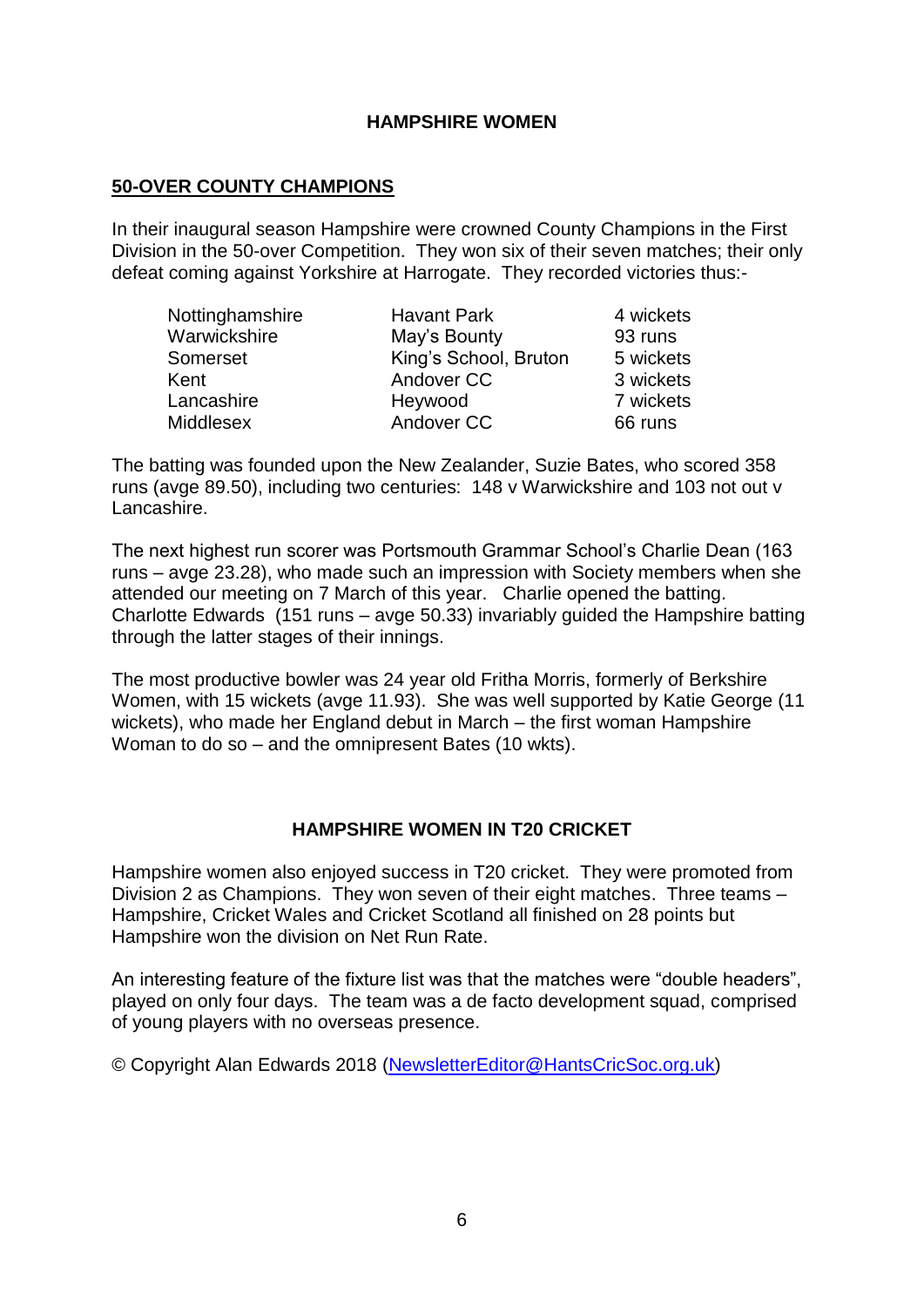## HAMPSHIRE WOMEN

### 50-OVER COUNTY CHAMPIONS

In their inaugural season Hampshire were crowned County Champions in the First Division in the 50-over Competition. They won six of their seven matches; their only defeat coming against Yorkshire at Harrogate. They recorded victories thus:-

| | | |
|---|---|---|
| Nottinghamshire | Havant Park | 4 wickets |
| Warwickshire | May's Bounty | 93 runs |
| Somerset | King's School, Bruton | 5 wickets |
| Kent | Andover CC | 3 wickets |
| Lancashire | Heywood | 7 wickets |
| Middlesex | Andover CC | 66 runs |

The batting was founded upon the New Zealander, Suzie Bates, who scored 358 runs (avge 89.50), including two centuries: 148 v Warwickshire and 103 not out v Lancashire.

The next highest run scorer was Portsmouth Grammar School's Charlie Dean (163 runs – avge 23.28), who made such an impression with Society members when she attended our meeting on 7 March of this year. Charlie opened the batting. Charlotte Edwards (151 runs – avge 50.33) invariably guided the Hampshire batting through the latter stages of their innings.

The most productive bowler was 24 year old Fritha Morris, formerly of Berkshire Women, with 15 wickets (avge 11.93). She was well supported by Katie George (11 wickets), who made her England debut in March – the first woman Hampshire Woman to do so – and the omnipresent Bates (10 wkts).

## HAMPSHIRE WOMEN IN T20 CRICKET

Hampshire women also enjoyed success in T20 cricket. They were promoted from Division 2 as Champions. They won seven of their eight matches. Three teams – Hampshire, Cricket Wales and Cricket Scotland all finished on 28 points but Hampshire won the division on Net Run Rate.

An interesting feature of the fixture list was that the matches were "double headers", played on only four days. The team was a de facto development squad, comprised of young players with no overseas presence.

© Copyright Alan Edwards 2018 (NewsletterEditor@HantsCricSoc.org.uk)